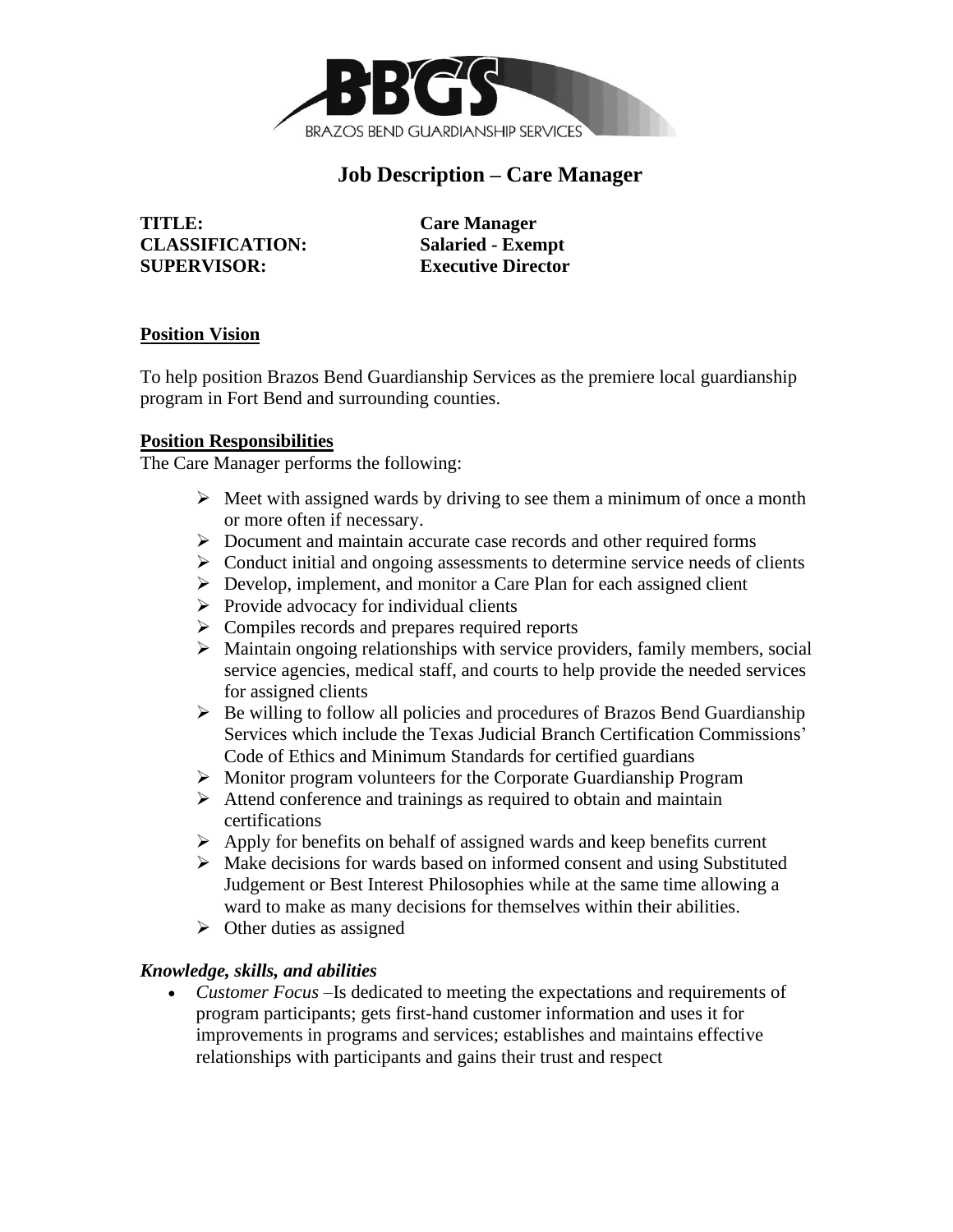BRAZOS BEND GUARDIANSHIP SERVICES

# Job Description – Care Manager

**TITLE:** **Care Manager**
**CLASSIFICATION:** **Salaried - Exempt**
**SUPERVISOR:** **Executive Director**

## Position Vision

To help position Brazos Bend Guardianship Services as the premiere local guardianship program in Fort Bend and surrounding counties.

## Position Responsibilities

The Care Manager performs the following:

- Meet with assigned wards by driving to see them a minimum of once a month or more often if necessary.
- Document and maintain accurate case records and other required forms
- Conduct initial and ongoing assessments to determine service needs of clients
- Develop, implement, and monitor a Care Plan for each assigned client
- Provide advocacy for individual clients
- Compiles records and prepares required reports
- Maintain ongoing relationships with service providers, family members, social service agencies, medical staff, and courts to help provide the needed services for assigned clients
- Be willing to follow all policies and procedures of Brazos Bend Guardianship Services which include the Texas Judicial Branch Certification Commissions' Code of Ethics and Minimum Standards for certified guardians
- Monitor program volunteers for the Corporate Guardianship Program
- Attend conference and trainings as required to obtain and maintain certifications
- Apply for benefits on behalf of assigned wards and keep benefits current
- Make decisions for wards based on informed consent and using Substituted Judgement or Best Interest Philosophies while at the same time allowing a ward to make as many decisions for themselves within their abilities.
- Other duties as assigned

### *Knowledge, skills, and abilities*

- *Customer Focus* –Is dedicated to meeting the expectations and requirements of program participants; gets first-hand customer information and uses it for improvements in programs and services; establishes and maintains effective relationships with participants and gains their trust and respect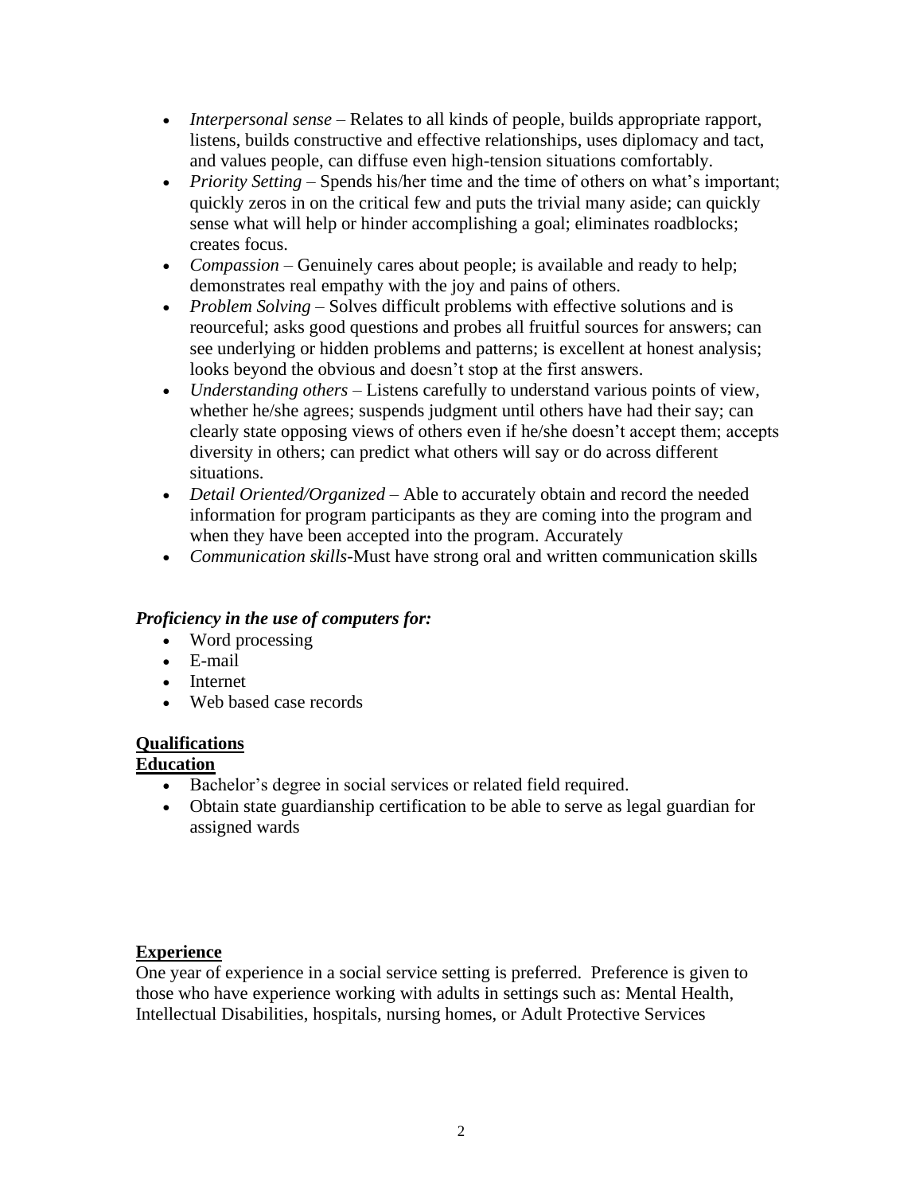- *Interpersonal sense* – Relates to all kinds of people, builds appropriate rapport, listens, builds constructive and effective relationships, uses diplomacy and tact, and values people, can diffuse even high-tension situations comfortably.
- *Priority Setting* – Spends his/her time and the time of others on what's important; quickly zeros in on the critical few and puts the trivial many aside; can quickly sense what will help or hinder accomplishing a goal; eliminates roadblocks; creates focus.
- *Compassion* – Genuinely cares about people; is available and ready to help; demonstrates real empathy with the joy and pains of others.
- *Problem Solving* – Solves difficult problems with effective solutions and is reourceful; asks good questions and probes all fruitful sources for answers; can see underlying or hidden problems and patterns; is excellent at honest analysis; looks beyond the obvious and doesn't stop at the first answers.
- *Understanding others* – Listens carefully to understand various points of view, whether he/she agrees; suspends judgment until others have had their say; can clearly state opposing views of others even if he/she doesn't accept them; accepts diversity in others; can predict what others will say or do across different situations.
- *Detail Oriented/Organized* – Able to accurately obtain and record the needed information for program participants as they are coming into the program and when they have been accepted into the program. Accurately
- *Communication skills*-Must have strong oral and written communication skills

***Proficiency in the use of computers for:***

- Word processing
- E-mail
- Internet
- Web based case records

**Qualifications**

**Education**

- Bachelor's degree in social services or related field required.
- Obtain state guardianship certification to be able to serve as legal guardian for assigned wards

**Experience**

One year of experience in a social service setting is preferred. Preference is given to those who have experience working with adults in settings such as: Mental Health, Intellectual Disabilities, hospitals, nursing homes, or Adult Protective Services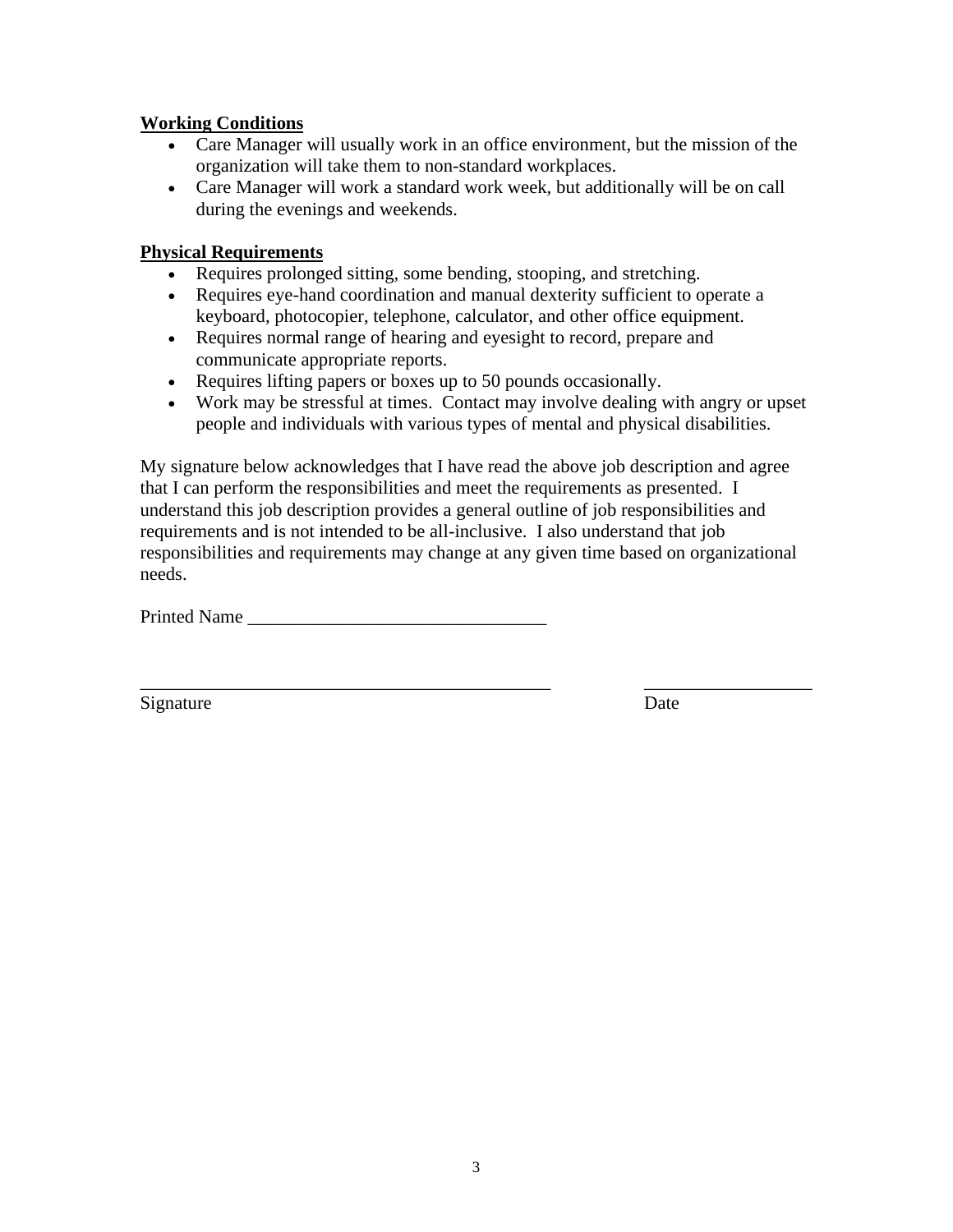**Working Conditions**

- Care Manager will usually work in an office environment, but the mission of the organization will take them to non-standard workplaces.
- Care Manager will work a standard work week, but additionally will be on call during the evenings and weekends.

**Physical Requirements**

- Requires prolonged sitting, some bending, stooping, and stretching.
- Requires eye-hand coordination and manual dexterity sufficient to operate a keyboard, photocopier, telephone, calculator, and other office equipment.
- Requires normal range of hearing and eyesight to record, prepare and communicate appropriate reports.
- Requires lifting papers or boxes up to 50 pounds occasionally.
- Work may be stressful at times. Contact may involve dealing with angry or upset people and individuals with various types of mental and physical disabilities.

My signature below acknowledges that I have read the above job description and agree that I can perform the responsibilities and meet the requirements as presented. I understand this job description provides a general outline of job responsibilities and requirements and is not intended to be all-inclusive. I also understand that job responsibilities and requirements may change at any given time based on organizational needs.

Printed Name ________________________________

_____________________________________________ __________________

Signature Date